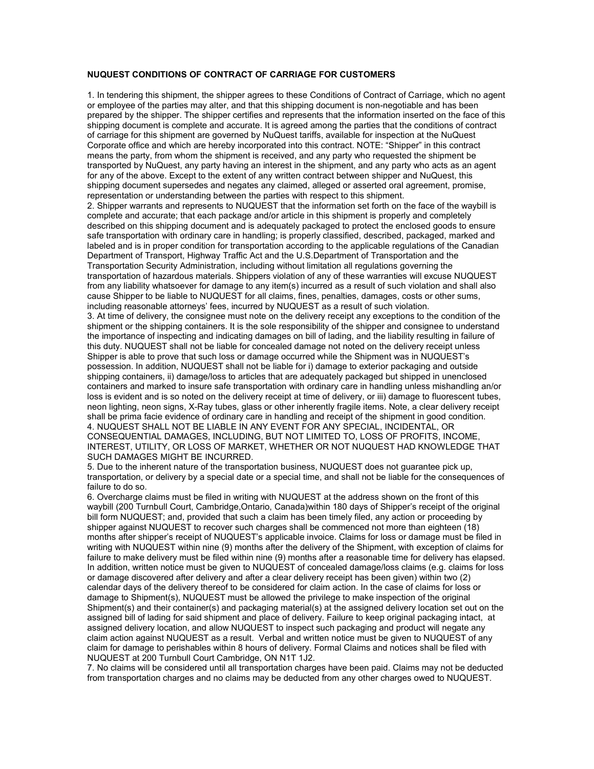**NUQUEST CONDITIONS OF CONTRACT OF CARRIAGE FOR CUSTOMERS**

1. In tendering this shipment, the shipper agrees to these Conditions of Contract of Carriage, which no agent or employee of the parties may alter, and that this shipping document is non-negotiable and has been prepared by the shipper. The shipper certifies and represents that the information inserted on the face of this shipping document is complete and accurate. It is agreed among the parties that the conditions of contract of carriage for this shipment are governed by NuQuest tariffs, available for inspection at the NuQuest Corporate office and which are hereby incorporated into this contract. NOTE: "Shipper" in this contract means the party, from whom the shipment is received, and any party who requested the shipment be transported by NuQuest, any party having an interest in the shipment, and any party who acts as an agent for any of the above. Except to the extent of any written contract between shipper and NuQuest, this shipping document supersedes and negates any claimed, alleged or asserted oral agreement, promise, representation or understanding between the parties with respect to this shipment.
2. Shipper warrants and represents to NUQUEST that the information set forth on the face of the waybill is complete and accurate; that each package and/or article in this shipment is properly and completely described on this shipping document and is adequately packaged to protect the enclosed goods to ensure safe transportation with ordinary care in handling; is properly classified, described, packaged, marked and labeled and is in proper condition for transportation according to the applicable regulations of the Canadian Department of Transport, Highway Traffic Act and the U.S.Department of Transportation and the Transportation Security Administration, including without limitation all regulations governing the transportation of hazardous materials. Shippers violation of any of these warranties will excuse NUQUEST from any liability whatsoever for damage to any item(s) incurred as a result of such violation and shall also cause Shipper to be liable to NUQUEST for all claims, fines, penalties, damages, costs or other sums, including reasonable attorneys' fees, incurred by NUQUEST as a result of such violation.
3. At time of delivery, the consignee must note on the delivery receipt any exceptions to the condition of the shipment or the shipping containers. It is the sole responsibility of the shipper and consignee to understand the importance of inspecting and indicating damages on bill of lading, and the liability resulting in failure of this duty. NUQUEST shall not be liable for concealed damage not noted on the delivery receipt unless Shipper is able to prove that such loss or damage occurred while the Shipment was in NUQUEST's possession. In addition, NUQUEST shall not be liable for i) damage to exterior packaging and outside shipping containers, ii) damage/loss to articles that are adequately packaged but shipped in unenclosed containers and marked to insure safe transportation with ordinary care in handling unless mishandling an/or loss is evident and is so noted on the delivery receipt at time of delivery, or iii) damage to fluorescent tubes, neon lighting, neon signs, X-Ray tubes, glass or other inherently fragile items. Note, a clear delivery receipt shall be prima facie evidence of ordinary care in handling and receipt of the shipment in good condition.
4. NUQUEST SHALL NOT BE LIABLE IN ANY EVENT FOR ANY SPECIAL, INCIDENTAL, OR CONSEQUENTIAL DAMAGES, INCLUDING, BUT NOT LIMITED TO, LOSS OF PROFITS, INCOME, INTEREST, UTILITY, OR LOSS OF MARKET, WHETHER OR NOT NUQUEST HAD KNOWLEDGE THAT SUCH DAMAGES MIGHT BE INCURRED.
5. Due to the inherent nature of the transportation business, NUQUEST does not guarantee pick up, transportation, or delivery by a special date or a special time, and shall not be liable for the consequences of failure to do so.
6. Overcharge claims must be filed in writing with NUQUEST at the address shown on the front of this waybill (200 Turnbull Court, Cambridge,Ontario, Canada)within 180 days of Shipper's receipt of the original bill form NUQUEST; and, provided that such a claim has been timely filed, any action or proceeding by shipper against NUQUEST to recover such charges shall be commenced not more than eighteen (18) months after shipper's receipt of NUQUEST's applicable invoice. Claims for loss or damage must be filed in writing with NUQUEST within nine (9) months after the delivery of the Shipment, with exception of claims for failure to make delivery must be filed within nine (9) months after a reasonable time for delivery has elapsed. In addition, written notice must be given to NUQUEST of concealed damage/loss claims (e.g. claims for loss or damage discovered after delivery and after a clear delivery receipt has been given) within two (2) calendar days of the delivery thereof to be considered for claim action. In the case of claims for loss or damage to Shipment(s), NUQUEST must be allowed the privilege to make inspection of the original Shipment(s) and their container(s) and packaging material(s) at the assigned delivery location set out on the assigned bill of lading for said shipment and place of delivery. Failure to keep original packaging intact, at assigned delivery location, and allow NUQUEST to inspect such packaging and product will negate any claim action against NUQUEST as a result. Verbal and written notice must be given to NUQUEST of any claim for damage to perishables within 8 hours of delivery. Formal Claims and notices shall be filed with NUQUEST at 200 Turnbull Court Cambridge, ON N1T 1J2.
7. No claims will be considered until all transportation charges have been paid. Claims may not be deducted from transportation charges and no claims may be deducted from any other charges owed to NUQUEST.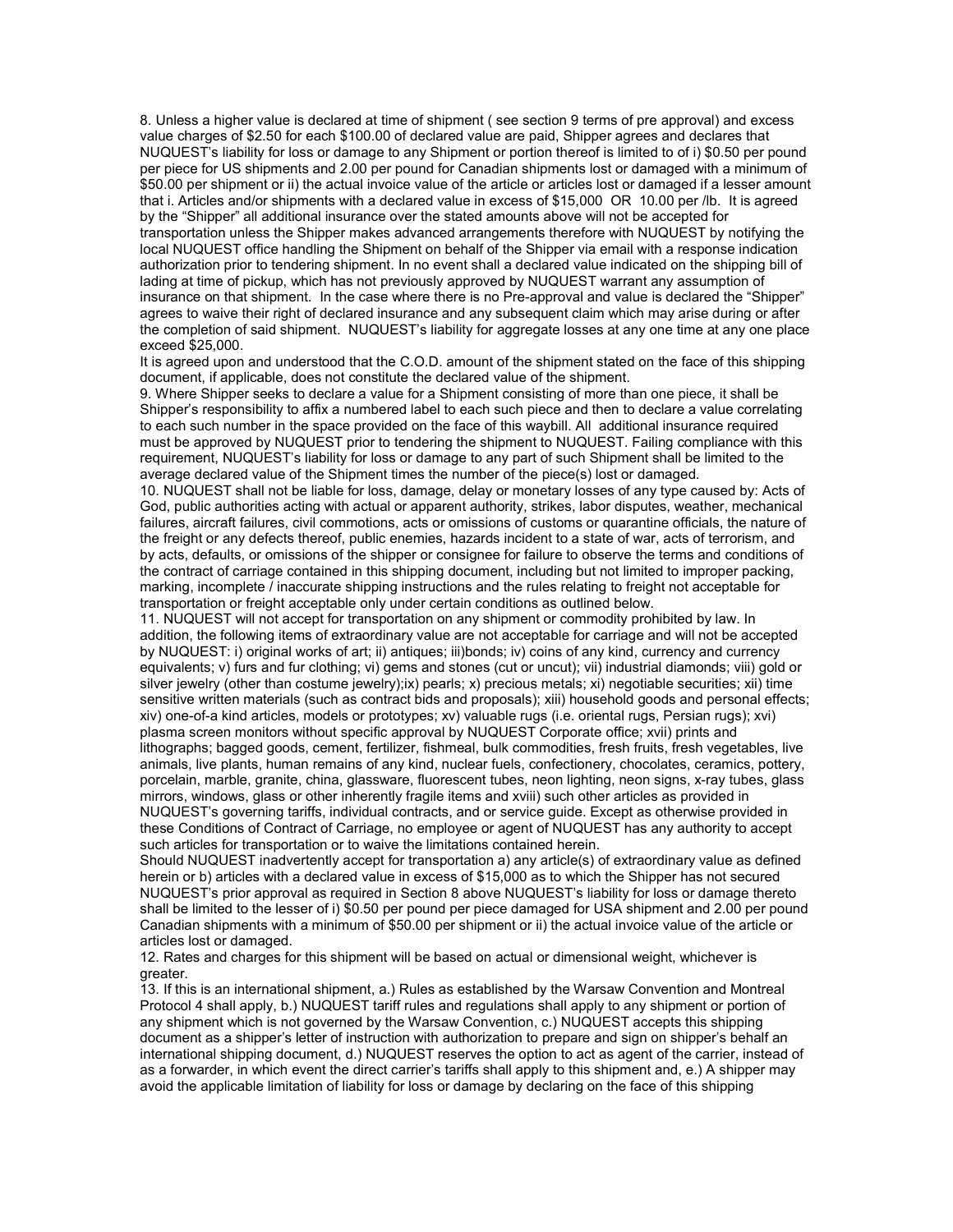8. Unless a higher value is declared at time of shipment ( see section 9 terms of pre approval) and excess value charges of $2.50 for each $100.00 of declared value are paid, Shipper agrees and declares that NUQUEST's liability for loss or damage to any Shipment or portion thereof is limited to of i) $0.50 per pound per piece for US shipments and 2.00 per pound for Canadian shipments lost or damaged with a minimum of $50.00 per shipment or ii) the actual invoice value of the article or articles lost or damaged if a lesser amount that i. Articles and/or shipments with a declared value in excess of $15,000 OR 10.00 per /lb. It is agreed by the "Shipper" all additional insurance over the stated amounts above will not be accepted for transportation unless the Shipper makes advanced arrangements therefore with NUQUEST by notifying the local NUQUEST office handling the Shipment on behalf of the Shipper via email with a response indication authorization prior to tendering shipment. In no event shall a declared value indicated on the shipping bill of lading at time of pickup, which has not previously approved by NUQUEST warrant any assumption of insurance on that shipment. In the case where there is no Pre-approval and value is declared the "Shipper" agrees to waive their right of declared insurance and any subsequent claim which may arise during or after the completion of said shipment. NUQUEST's liability for aggregate losses at any one time at any one place exceed $25,000.

It is agreed upon and understood that the C.O.D. amount of the shipment stated on the face of this shipping document, if applicable, does not constitute the declared value of the shipment.

9. Where Shipper seeks to declare a value for a Shipment consisting of more than one piece, it shall be Shipper's responsibility to affix a numbered label to each such piece and then to declare a value correlating to each such number in the space provided on the face of this waybill. All additional insurance required must be approved by NUQUEST prior to tendering the shipment to NUQUEST. Failing compliance with this requirement, NUQUEST's liability for loss or damage to any part of such Shipment shall be limited to the average declared value of the Shipment times the number of the piece(s) lost or damaged.

10. NUQUEST shall not be liable for loss, damage, delay or monetary losses of any type caused by: Acts of God, public authorities acting with actual or apparent authority, strikes, labor disputes, weather, mechanical failures, aircraft failures, civil commotions, acts or omissions of customs or quarantine officials, the nature of the freight or any defects thereof, public enemies, hazards incident to a state of war, acts of terrorism, and by acts, defaults, or omissions of the shipper or consignee for failure to observe the terms and conditions of the contract of carriage contained in this shipping document, including but not limited to improper packing, marking, incomplete / inaccurate shipping instructions and the rules relating to freight not acceptable for transportation or freight acceptable only under certain conditions as outlined below.

11. NUQUEST will not accept for transportation on any shipment or commodity prohibited by law. In addition, the following items of extraordinary value are not acceptable for carriage and will not be accepted by NUQUEST: i) original works of art; ii) antiques; iii)bonds; iv) coins of any kind, currency and currency equivalents; v) furs and fur clothing; vi) gems and stones (cut or uncut); vii) industrial diamonds; viii) gold or silver jewelry (other than costume jewelry);ix) pearls; x) precious metals; xi) negotiable securities; xii) time sensitive written materials (such as contract bids and proposals); xiii) household goods and personal effects; xiv) one-of-a kind articles, models or prototypes; xv) valuable rugs (i.e. oriental rugs, Persian rugs); xvi) plasma screen monitors without specific approval by NUQUEST Corporate office; xvii) prints and lithographs; bagged goods, cement, fertilizer, fishmeal, bulk commodities, fresh fruits, fresh vegetables, live animals, live plants, human remains of any kind, nuclear fuels, confectionery, chocolates, ceramics, pottery, porcelain, marble, granite, china, glassware, fluorescent tubes, neon lighting, neon signs, x-ray tubes, glass mirrors, windows, glass or other inherently fragile items and xviii) such other articles as provided in NUQUEST's governing tariffs, individual contracts, and or service guide. Except as otherwise provided in these Conditions of Contract of Carriage, no employee or agent of NUQUEST has any authority to accept such articles for transportation or to waive the limitations contained herein.

Should NUQUEST inadvertently accept for transportation a) any article(s) of extraordinary value as defined herein or b) articles with a declared value in excess of $15,000 as to which the Shipper has not secured NUQUEST's prior approval as required in Section 8 above NUQUEST's liability for loss or damage thereto shall be limited to the lesser of i) $0.50 per pound per piece damaged for USA shipment and 2.00 per pound Canadian shipments with a minimum of $50.00 per shipment or ii) the actual invoice value of the article or articles lost or damaged.

12. Rates and charges for this shipment will be based on actual or dimensional weight, whichever is greater.

13. If this is an international shipment, a.) Rules as established by the Warsaw Convention and Montreal Protocol 4 shall apply, b.) NUQUEST tariff rules and regulations shall apply to any shipment or portion of any shipment which is not governed by the Warsaw Convention, c.) NUQUEST accepts this shipping document as a shipper's letter of instruction with authorization to prepare and sign on shipper's behalf an international shipping document, d.) NUQUEST reserves the option to act as agent of the carrier, instead of as a forwarder, in which event the direct carrier's tariffs shall apply to this shipment and, e.) A shipper may avoid the applicable limitation of liability for loss or damage by declaring on the face of this shipping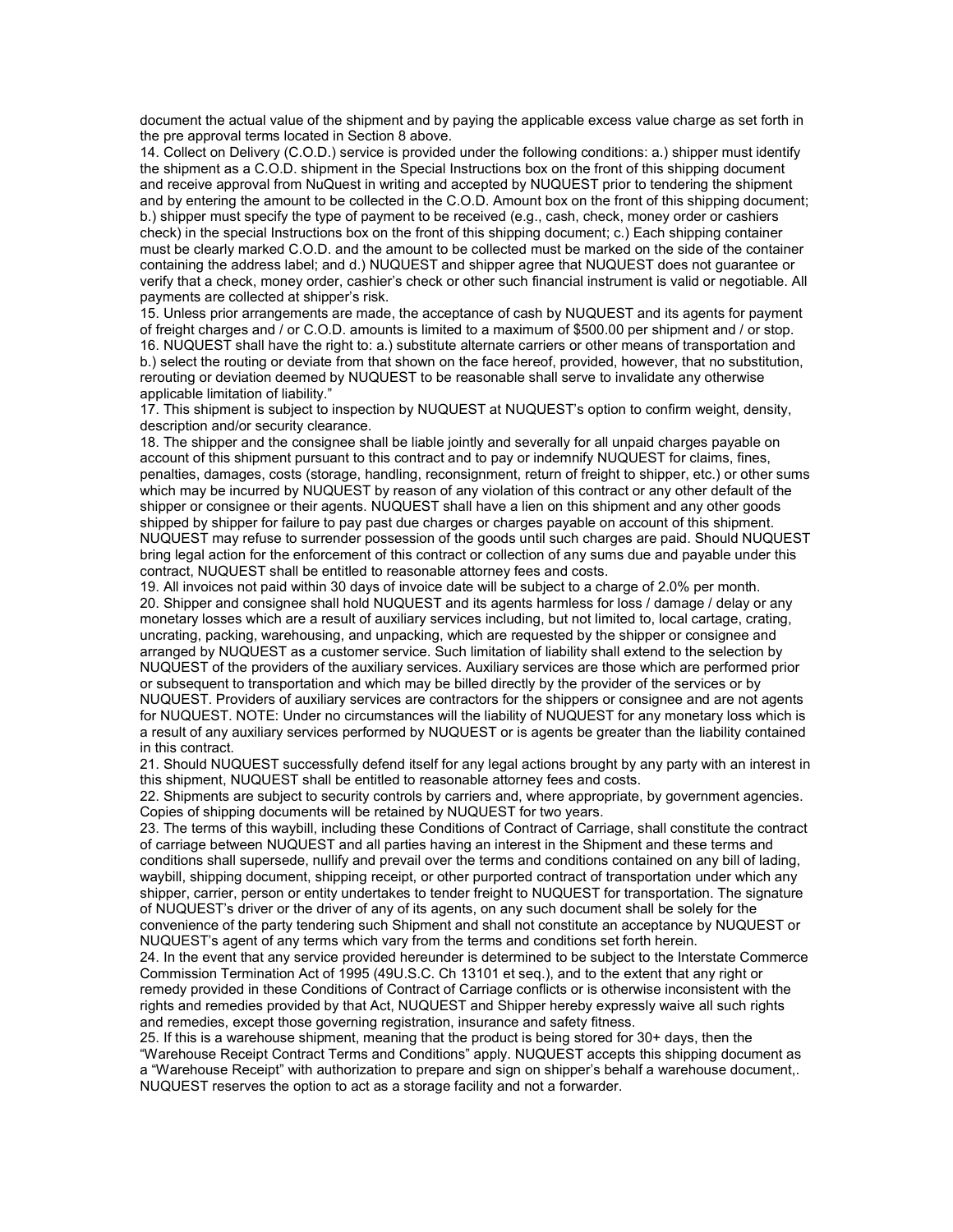document the actual value of the shipment and by paying the applicable excess value charge as set forth in the pre approval terms located in Section 8 above.

14. Collect on Delivery (C.O.D.) service is provided under the following conditions: a.) shipper must identify the shipment as a C.O.D. shipment in the Special Instructions box on the front of this shipping document and receive approval from NuQuest in writing and accepted by NUQUEST prior to tendering the shipment and by entering the amount to be collected in the C.O.D. Amount box on the front of this shipping document; b.) shipper must specify the type of payment to be received (e.g., cash, check, money order or cashiers check) in the special Instructions box on the front of this shipping document; c.) Each shipping container must be clearly marked C.O.D. and the amount to be collected must be marked on the side of the container containing the address label; and d.) NUQUEST and shipper agree that NUQUEST does not guarantee or verify that a check, money order, cashier's check or other such financial instrument is valid or negotiable. All payments are collected at shipper's risk.

15. Unless prior arrangements are made, the acceptance of cash by NUQUEST and its agents for payment of freight charges and / or C.O.D. amounts is limited to a maximum of $500.00 per shipment and / or stop.

16. NUQUEST shall have the right to: a.) substitute alternate carriers or other means of transportation and b.) select the routing or deviate from that shown on the face hereof, provided, however, that no substitution, rerouting or deviation deemed by NUQUEST to be reasonable shall serve to invalidate any otherwise applicable limitation of liability."

17. This shipment is subject to inspection by NUQUEST at NUQUEST's option to confirm weight, density, description and/or security clearance.

18. The shipper and the consignee shall be liable jointly and severally for all unpaid charges payable on account of this shipment pursuant to this contract and to pay or indemnify NUQUEST for claims, fines, penalties, damages, costs (storage, handling, reconsignment, return of freight to shipper, etc.) or other sums which may be incurred by NUQUEST by reason of any violation of this contract or any other default of the shipper or consignee or their agents. NUQUEST shall have a lien on this shipment and any other goods shipped by shipper for failure to pay past due charges or charges payable on account of this shipment. NUQUEST may refuse to surrender possession of the goods until such charges are paid. Should NUQUEST bring legal action for the enforcement of this contract or collection of any sums due and payable under this contract, NUQUEST shall be entitled to reasonable attorney fees and costs.

19. All invoices not paid within 30 days of invoice date will be subject to a charge of 2.0% per month.

20. Shipper and consignee shall hold NUQUEST and its agents harmless for loss / damage / delay or any monetary losses which are a result of auxiliary services including, but not limited to, local cartage, crating, uncrating, packing, warehousing, and unpacking, which are requested by the shipper or consignee and arranged by NUQUEST as a customer service. Such limitation of liability shall extend to the selection by NUQUEST of the providers of the auxiliary services. Auxiliary services are those which are performed prior or subsequent to transportation and which may be billed directly by the provider of the services or by NUQUEST. Providers of auxiliary services are contractors for the shippers or consignee and are not agents for NUQUEST. NOTE: Under no circumstances will the liability of NUQUEST for any monetary loss which is a result of any auxiliary services performed by NUQUEST or is agents be greater than the liability contained in this contract.

21. Should NUQUEST successfully defend itself for any legal actions brought by any party with an interest in this shipment, NUQUEST shall be entitled to reasonable attorney fees and costs.

22. Shipments are subject to security controls by carriers and, where appropriate, by government agencies. Copies of shipping documents will be retained by NUQUEST for two years.

23. The terms of this waybill, including these Conditions of Contract of Carriage, shall constitute the contract of carriage between NUQUEST and all parties having an interest in the Shipment and these terms and conditions shall supersede, nullify and prevail over the terms and conditions contained on any bill of lading, waybill, shipping document, shipping receipt, or other purported contract of transportation under which any shipper, carrier, person or entity undertakes to tender freight to NUQUEST for transportation. The signature of NUQUEST's driver or the driver of any of its agents, on any such document shall be solely for the convenience of the party tendering such Shipment and shall not constitute an acceptance by NUQUEST or NUQUEST's agent of any terms which vary from the terms and conditions set forth herein.

24. In the event that any service provided hereunder is determined to be subject to the Interstate Commerce Commission Termination Act of 1995 (49U.S.C. Ch 13101 et seq.), and to the extent that any right or remedy provided in these Conditions of Contract of Carriage conflicts or is otherwise inconsistent with the rights and remedies provided by that Act, NUQUEST and Shipper hereby expressly waive all such rights and remedies, except those governing registration, insurance and safety fitness.

25. If this is a warehouse shipment, meaning that the product is being stored for 30+ days, then the "Warehouse Receipt Contract Terms and Conditions" apply. NUQUEST accepts this shipping document as a "Warehouse Receipt" with authorization to prepare and sign on shipper's behalf a warehouse document,. NUQUEST reserves the option to act as a storage facility and not a forwarder.